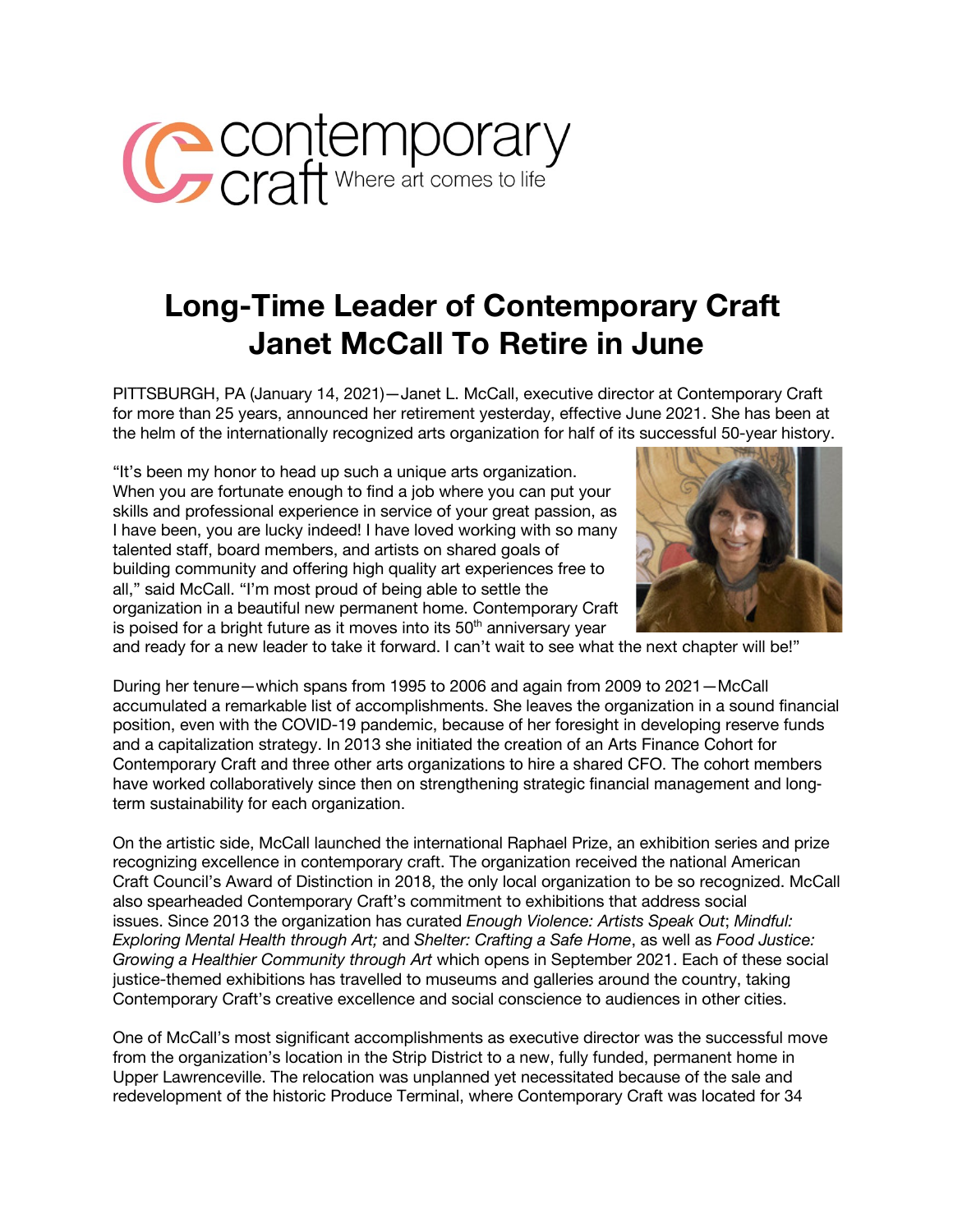contemporary craft Where art comes to life

# Long-Time Leader of Contemporary Craft Janet McCall To Retire in June

PITTSBURGH, PA (January 14, 2021)—Janet L. McCall, executive director at Contemporary Craft for more than 25 years, announced her retirement yesterday, effective June 2021. She has been at the helm of the internationally recognized arts organization for half of its successful 50-year history.

"It's been my honor to head up such a unique arts organization. When you are fortunate enough to find a job where you can put your skills and professional experience in service of your great passion, as I have been, you are lucky indeed! I have loved working with so many talented staff, board members, and artists on shared goals of building community and offering high quality art experiences free to all," said McCall. "I'm most proud of being able to settle the organization in a beautiful new permanent home. Contemporary Craft is poised for a bright future as it moves into its 50th anniversary year and ready for a new leader to take it forward. I can't wait to see what the next chapter will be!"

During her tenure—which spans from 1995 to 2006 and again from 2009 to 2021—McCall accumulated a remarkable list of accomplishments. She leaves the organization in a sound financial position, even with the COVID-19 pandemic, because of her foresight in developing reserve funds and a capitalization strategy. In 2013 she initiated the creation of an Arts Finance Cohort for Contemporary Craft and three other arts organizations to hire a shared CFO. The cohort members have worked collaboratively since then on strengthening strategic financial management and long-term sustainability for each organization.

On the artistic side, McCall launched the international Raphael Prize, an exhibition series and prize recognizing excellence in contemporary craft. The organization received the national American Craft Council's Award of Distinction in 2018, the only local organization to be so recognized. McCall also spearheaded Contemporary Craft's commitment to exhibitions that address social issues. Since 2013 the organization has curated *Enough Violence: Artists Speak Out*; *Mindful: Exploring Mental Health through Art;* and *Shelter: Crafting a Safe Home*, as well as *Food Justice: Growing a Healthier Community through Art* which opens in September 2021. Each of these social justice-themed exhibitions has travelled to museums and galleries around the country, taking Contemporary Craft's creative excellence and social conscience to audiences in other cities.

One of McCall's most significant accomplishments as executive director was the successful move from the organization's location in the Strip District to a new, fully funded, permanent home in Upper Lawrenceville. The relocation was unplanned yet necessitated because of the sale and redevelopment of the historic Produce Terminal, where Contemporary Craft was located for 34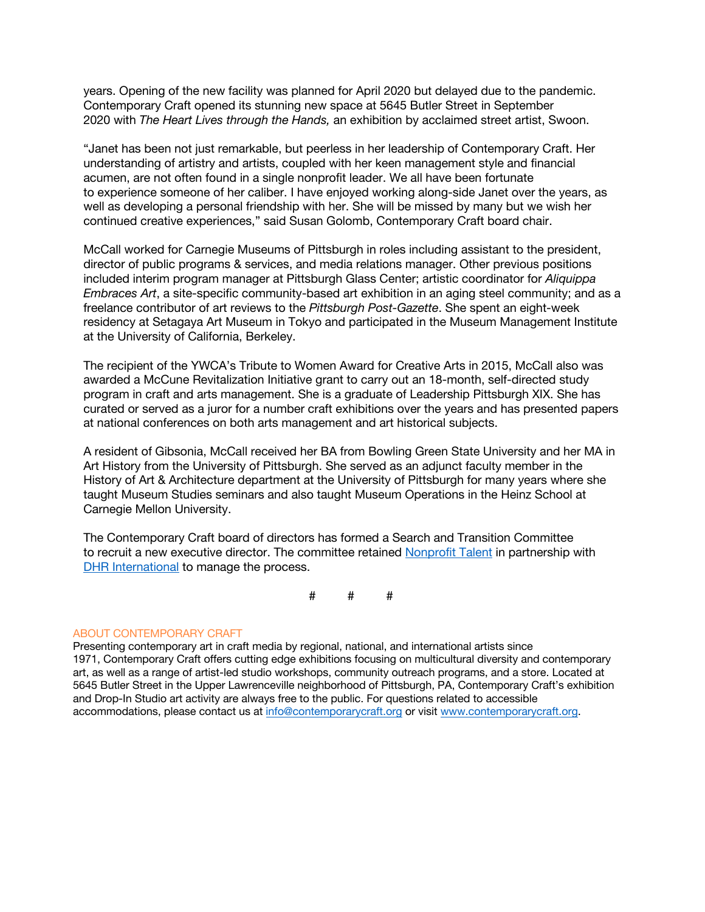years. Opening of the new facility was planned for April 2020 but delayed due to the pandemic. Contemporary Craft opened its stunning new space at 5645 Butler Street in September 2020 with *The Heart Lives through the Hands,* an exhibition by acclaimed street artist, Swoon.

"Janet has been not just remarkable, but peerless in her leadership of Contemporary Craft. Her understanding of artistry and artists, coupled with her keen management style and financial acumen, are not often found in a single nonprofit leader. We all have been fortunate to experience someone of her caliber. I have enjoyed working along-side Janet over the years, as well as developing a personal friendship with her. She will be missed by many but we wish her continued creative experiences," said Susan Golomb, Contemporary Craft board chair.

McCall worked for Carnegie Museums of Pittsburgh in roles including assistant to the president, director of public programs & services, and media relations manager. Other previous positions included interim program manager at Pittsburgh Glass Center; artistic coordinator for *Aliquippa Embraces Art*, a site-specific community-based art exhibition in an aging steel community; and as a freelance contributor of art reviews to the *Pittsburgh Post-Gazette*. She spent an eight-week residency at Setagaya Art Museum in Tokyo and participated in the Museum Management Institute at the University of California, Berkeley.

The recipient of the YWCA's Tribute to Women Award for Creative Arts in 2015, McCall also was awarded a McCune Revitalization Initiative grant to carry out an 18-month, self-directed study program in craft and arts management. She is a graduate of Leadership Pittsburgh XIX. She has curated or served as a juror for a number craft exhibitions over the years and has presented papers at national conferences on both arts management and art historical subjects.

A resident of Gibsonia, McCall received her BA from Bowling Green State University and her MA in Art History from the University of Pittsburgh. She served as an adjunct faculty member in the History of Art & Architecture department at the University of Pittsburgh for many years where she taught Museum Studies seminars and also taught Museum Operations in the Heinz School at Carnegie Mellon University.

The Contemporary Craft board of directors has formed a Search and Transition Committee to recruit a new executive director. The committee retained Nonprofit Talent in partnership with DHR International to manage the process.

# # #

## ABOUT CONTEMPORARY CRAFT

Presenting contemporary art in craft media by regional, national, and international artists since 1971, Contemporary Craft offers cutting edge exhibitions focusing on multicultural diversity and contemporary art, as well as a range of artist-led studio workshops, community outreach programs, and a store. Located at 5645 Butler Street in the Upper Lawrenceville neighborhood of Pittsburgh, PA, Contemporary Craft's exhibition and Drop-In Studio art activity are always free to the public. For questions related to accessible accommodations, please contact us at info@contemporarycraft.org or visit www.contemporarycraft.org.